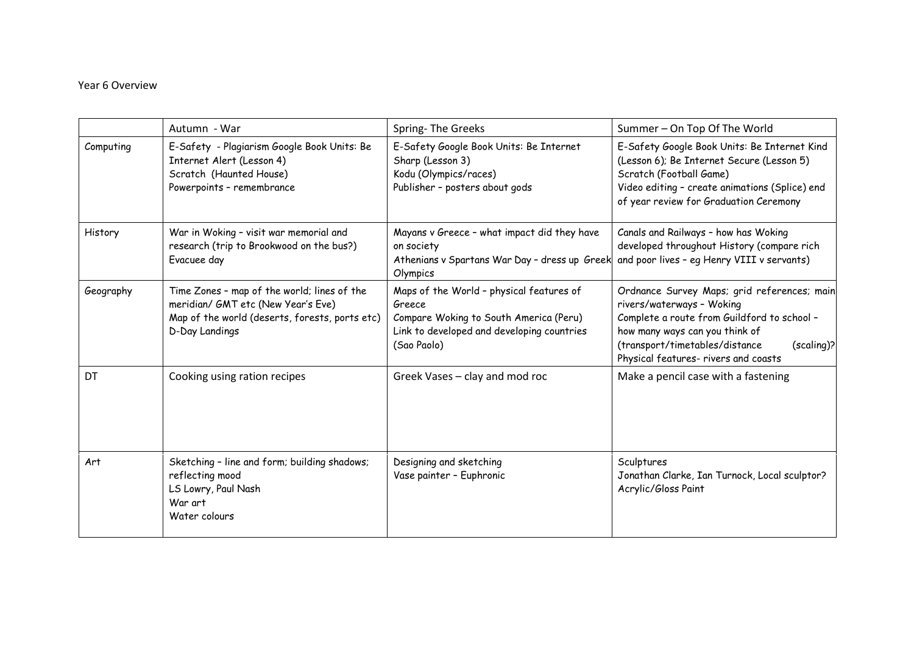Year 6 Overview

| | Autumn - War | Spring- The Greeks | Summer – On Top Of The World |
|---|---|---|---|
| Computing | E-Safety - Plagiarism Google Book Units: Be Internet Alert (Lesson 4)<br>Scratch (Haunted House)<br>Powerpoints – remembrance | E-Safety Google Book Units: Be Internet Sharp (Lesson 3)<br>Kodu (Olympics/races)<br>Publisher – posters about gods | E-Safety Google Book Units: Be Internet Kind (Lesson 6); Be Internet Secure (Lesson 5)<br>Scratch (Football Game)<br>Video editing – create animations (Splice) end of year review for Graduation Ceremony |
| History | War in Woking – visit war memorial and research (trip to Brookwood on the bus?)<br>Evacuee day | Mayans v Greece – what impact did they have on society<br>Athenians v Spartans War Day – dress up Greek Olympics | Canals and Railways – how has Woking developed throughout History (compare rich and poor lives – eg Henry VIII v servants) |
| Geography | Time Zones – map of the world; lines of the meridian/ GMT etc (New Year's Eve)<br>Map of the world (deserts, forests, ports etc)<br>D-Day Landings | Maps of the World – physical features of Greece<br>Compare Woking to South America (Peru)<br>Link to developed and developing countries (Sao Paolo) | Ordnance Survey Maps; grid references; main rivers/waterways – Woking<br>Complete a route from Guildford to school – how many ways can you think of (transport/timetables/distance (scaling)?<br>Physical features- rivers and coasts |
| DT | Cooking using ration recipes | Greek Vases – clay and mod roc | Make a pencil case with a fastening |
| Art | Sketching – line and form; building shadows; reflecting mood<br>LS Lowry, Paul Nash<br>War art<br>Water colours | Designing and sketching<br>Vase painter – Euphronic | Sculptures<br>Jonathan Clarke, Ian Turnock, Local sculptor?<br>Acrylic/Gloss Paint |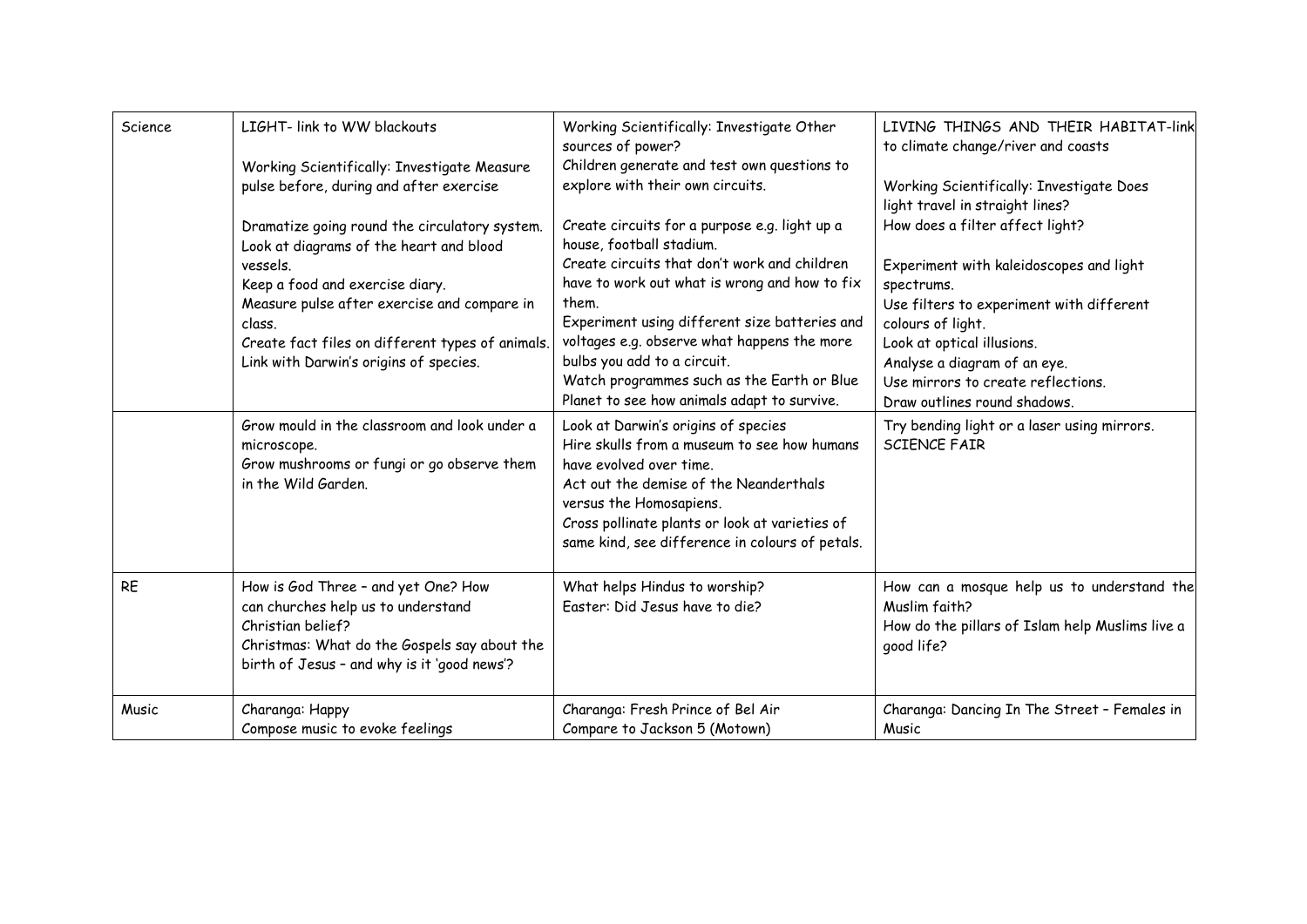| Science | LIGHT- link to WW blackouts<br><br>Working Scientifically: Investigate Measure pulse before, during and after exercise<br><br>Dramatize going round the circulatory system.<br>Look at diagrams of the heart and blood vessels.<br>Keep a food and exercise diary.<br>Measure pulse after exercise and compare in class.<br>Create fact files on different types of animals.<br>Link with Darwin's origins of species. | Working Scientifically: Investigate Other sources of power?<br>Children generate and test own questions to explore with their own circuits.<br><br>Create circuits for a purpose e.g. light up a house, football stadium.<br>Create circuits that don't work and children have to work out what is wrong and how to fix them.<br>Experiment using different size batteries and voltages e.g. observe what happens the more bulbs you add to a circuit.<br>Watch programmes such as the Earth or Blue Planet to see how animals adapt to survive. | LIVING THINGS AND THEIR HABITAT-link to climate change/river and coasts<br><br>Working Scientifically: Investigate Does light travel in straight lines?<br>How does a filter affect light?<br><br>Experiment with kaleidoscopes and light spectrums.<br>Use filters to experiment with different colours of light.<br>Look at optical illusions.<br>Analyse a diagram of an eye.<br>Use mirrors to create reflections.<br>Draw outlines round shadows. |
|---|---|---|---|
| | Grow mould in the classroom and look under a microscope.<br>Grow mushrooms or fungi or go observe them in the Wild Garden. | Look at Darwin's origins of species<br>Hire skulls from a museum to see how humans have evolved over time.<br>Act out the demise of the Neanderthals versus the Homosapiens.<br>Cross pollinate plants or look at varieties of same kind, see difference in colours of petals. | Try bending light or a laser using mirrors.<br>SCIENCE FAIR |
| RE | How is God Three – and yet One? How can churches help us to understand Christian belief?<br>Christmas: What do the Gospels say about the birth of Jesus – and why is it 'good news'? | What helps Hindus to worship?<br>Easter: Did Jesus have to die? | How can a mosque help us to understand the Muslim faith?<br>How do the pillars of Islam help Muslims live a good life? |
| Music | Charanga: Happy<br>Compose music to evoke feelings | Charanga: Fresh Prince of Bel Air<br>Compare to Jackson 5 (Motown) | Charanga: Dancing In The Street – Females in Music |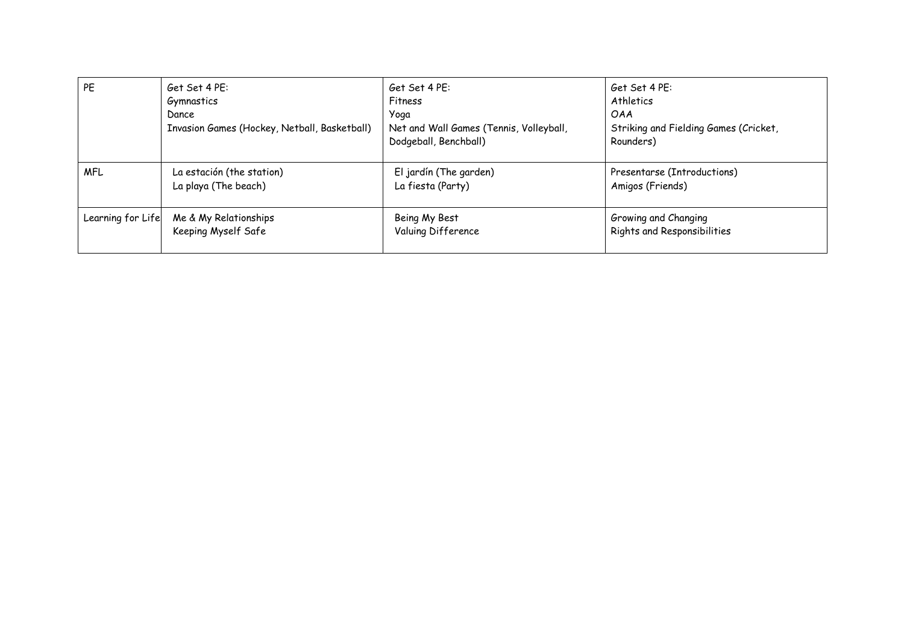| | | | |
|---|---|---|---|
| PE | Get Set 4 PE:<br>Gymnastics<br>Dance<br>Invasion Games (Hockey, Netball, Basketball) | Get Set 4 PE:<br>Fitness<br>Yoga<br>Net and Wall Games (Tennis, Volleyball, Dodgeball, Benchball) | Get Set 4 PE:<br>Athletics<br>OAA<br>Striking and Fielding Games (Cricket, Rounders) |
| MFL | La estación (the station)<br>La playa (The beach) | El jardín (The garden)<br>La fiesta (Party) | Presentarse (Introductions)<br>Amigos (Friends) |
| Learning for Life | Me & My Relationships<br>Keeping Myself Safe | Being My Best<br>Valuing Difference | Growing and Changing<br>Rights and Responsibilities |